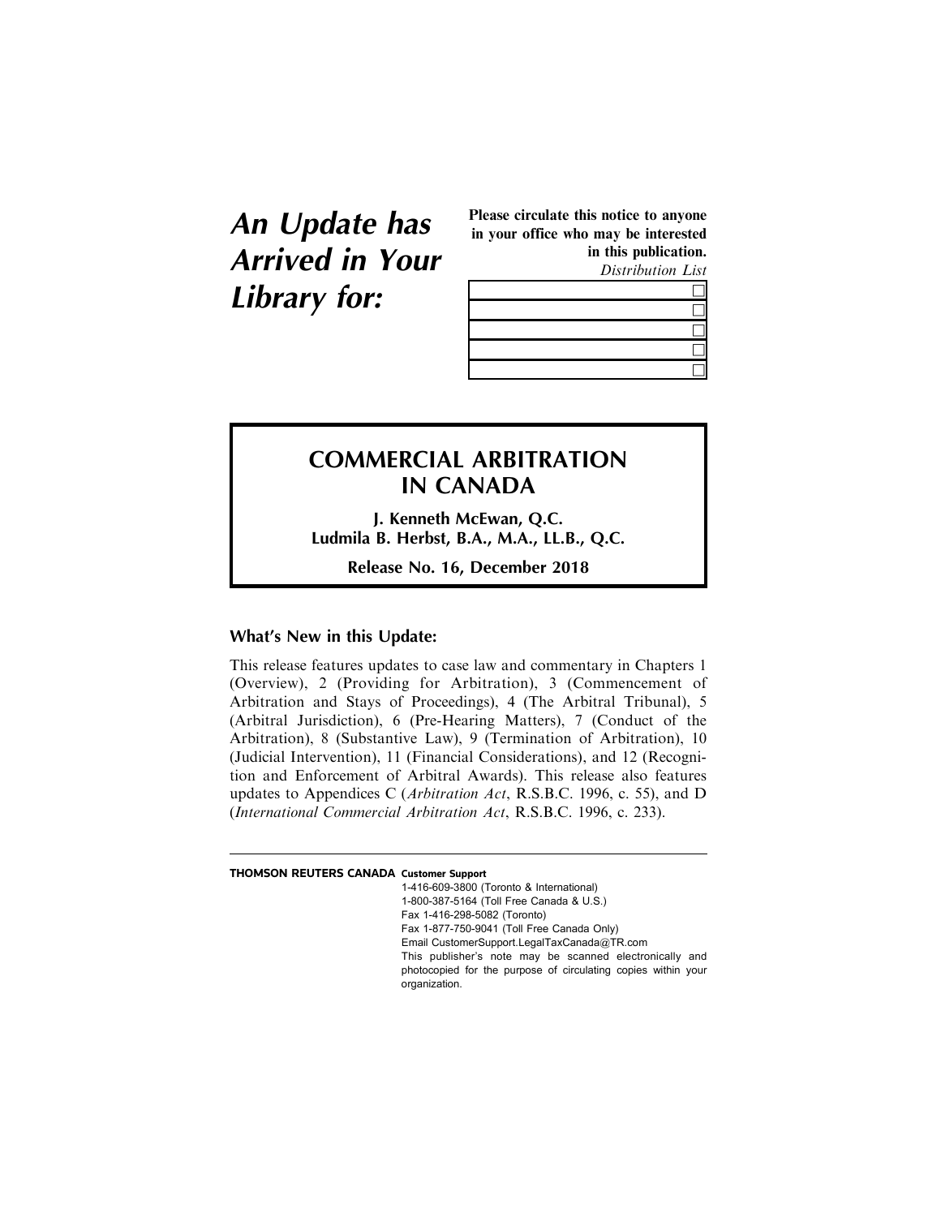# An Update has Arrived in Your Library for:

**Please circulate this notice to anyone in your office who may be interested in this publication.**

*Distribution List*

| |
|---|
| ☐ |
| ☐ |
| ☐ |
| ☐ |
| ☐ |

## COMMERCIAL ARBITRATION IN CANADA

**J. Kenneth McEwan, Q.C.**
**Ludmila B. Herbst, B.A., M.A., LL.B., Q.C.**

**Release No. 16, December 2018**

### What's New in this Update:

This release features updates to case law and commentary in Chapters 1 (Overview), 2 (Providing for Arbitration), 3 (Commencement of Arbitration and Stays of Proceedings), 4 (The Arbitral Tribunal), 5 (Arbitral Jurisdiction), 6 (Pre-Hearing Matters), 7 (Conduct of the Arbitration), 8 (Substantive Law), 9 (Termination of Arbitration), 10 (Judicial Intervention), 11 (Financial Considerations), and 12 (Recognition and Enforcement of Arbitral Awards). This release also features updates to Appendices C (*Arbitration Act*, R.S.B.C. 1996, c. 55), and D (*International Commercial Arbitration Act*, R.S.B.C. 1996, c. 233).

---

**THOMSON REUTERS CANADA Customer Support**

1-416-609-3800 (Toronto & International)
1-800-387-5164 (Toll Free Canada & U.S.)
Fax 1-416-298-5082 (Toronto)
Fax 1-877-750-9041 (Toll Free Canada Only)
Email CustomerSupport.LegalTaxCanada@TR.com

This publisher's note may be scanned electronically and photocopied for the purpose of circulating copies within your organization.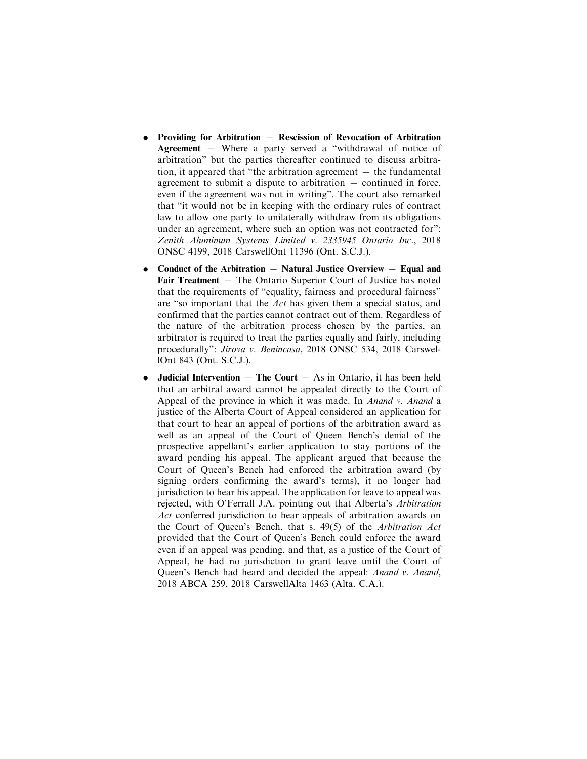- **Providing for Arbitration — Rescission of Revocation of Arbitration Agreement** — Where a party served a "withdrawal of notice of arbitration" but the parties thereafter continued to discuss arbitration, it appeared that "the arbitration agreement — the fundamental agreement to submit a dispute to arbitration — continued in force, even if the agreement was not in writing". The court also remarked that "it would not be in keeping with the ordinary rules of contract law to allow one party to unilaterally withdraw from its obligations under an agreement, where such an option was not contracted for": *Zenith Aluminum Systems Limited v. 2335945 Ontario Inc.*, 2018 ONSC 4199, 2018 CarswellOnt 11396 (Ont. S.C.J.).

- **Conduct of the Arbitration — Natural Justice Overview — Equal and Fair Treatment** — The Ontario Superior Court of Justice has noted that the requirements of "equality, fairness and procedural fairness" are "so important that the *Act* has given them a special status, and confirmed that the parties cannot contract out of them. Regardless of the nature of the arbitration process chosen by the parties, an arbitrator is required to treat the parties equally and fairly, including procedurally": *Jirova v. Benincasa*, 2018 ONSC 534, 2018 CarswellOnt 843 (Ont. S.C.J.).

- **Judicial Intervention — The Court** — As in Ontario, it has been held that an arbitral award cannot be appealed directly to the Court of Appeal of the province in which it was made. In *Anand v. Anand* a justice of the Alberta Court of Appeal considered an application for that court to hear an appeal of portions of the arbitration award as well as an appeal of the Court of Queen Bench's denial of the prospective appellant's earlier application to stay portions of the award pending his appeal. The applicant argued that because the Court of Queen's Bench had enforced the arbitration award (by signing orders confirming the award's terms), it no longer had jurisdiction to hear his appeal. The application for leave to appeal was rejected, with O'Ferrall J.A. pointing out that Alberta's *Arbitration Act* conferred jurisdiction to hear appeals of arbitration awards on the Court of Queen's Bench, that s. 49(5) of the *Arbitration Act* provided that the Court of Queen's Bench could enforce the award even if an appeal was pending, and that, as a justice of the Court of Appeal, he had no jurisdiction to grant leave until the Court of Queen's Bench had heard and decided the appeal: *Anand v. Anand*, 2018 ABCA 259, 2018 CarswellAlta 1463 (Alta. C.A.).